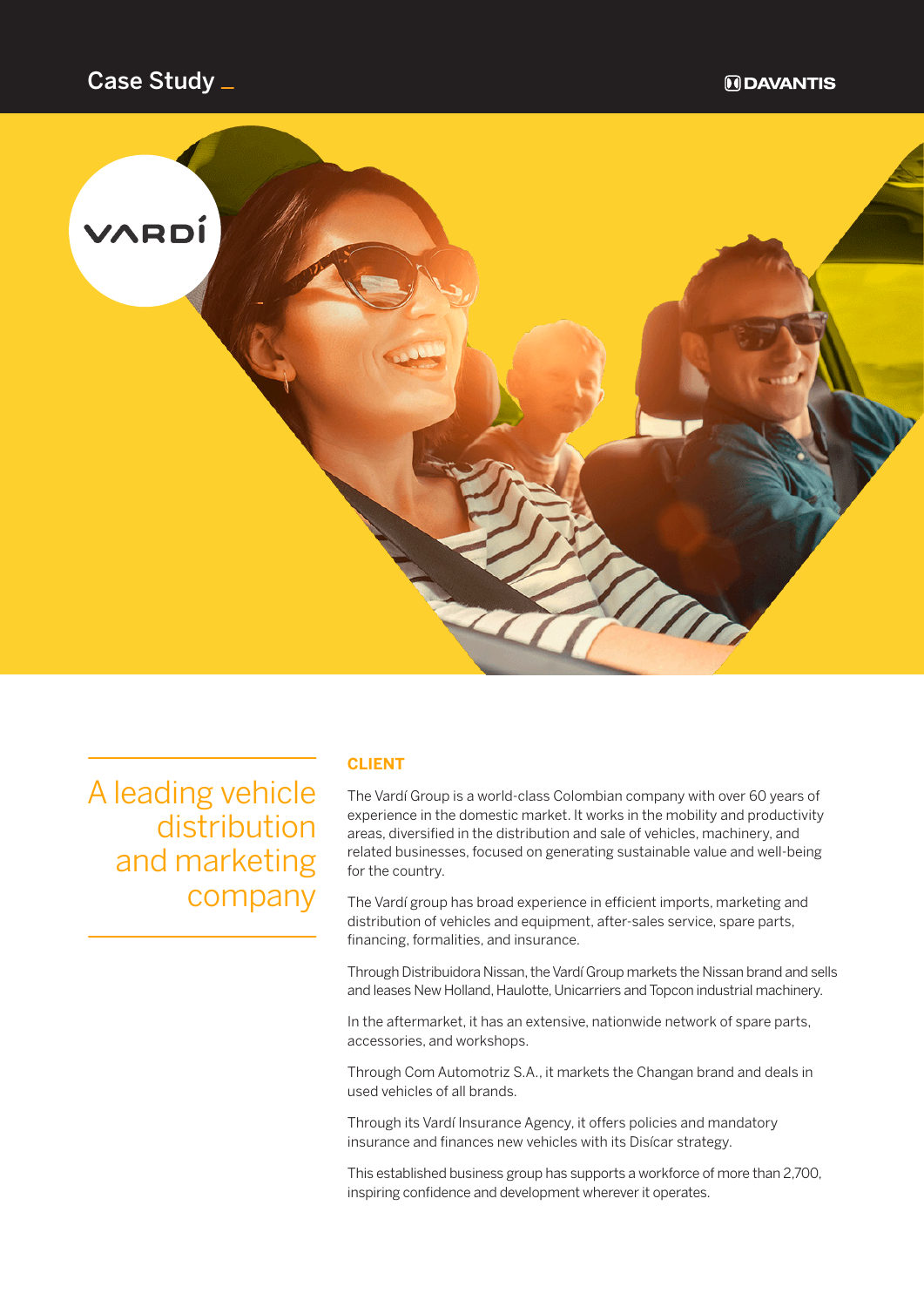Case Study

# A leading vehicle distribution and marketing company

## CLIENT

The Vardí Group is a world-class Colombian company with over 60 years of experience in the domestic market. It works in the mobility and productivity areas, diversified in the distribution and sale of vehicles, machinery, and related businesses, focused on generating sustainable value and well-being for the country.

The Vardí group has broad experience in efficient imports, marketing and distribution of vehicles and equipment, after-sales service, spare parts, financing, formalities, and insurance.

Through Distribuidora Nissan, the Vardí Group markets the Nissan brand and sells and leases New Holland, Haulotte, Unicarriers and Topcon industrial machinery.

In the aftermarket, it has an extensive, nationwide network of spare parts, accessories, and workshops.

Through Com Automotriz S.A., it markets the Changan brand and deals in used vehicles of all brands.

Through its Vardí Insurance Agency, it offers policies and mandatory insurance and finances new vehicles with its Disícar strategy.

This established business group has supports a workforce of more than 2,700, inspiring confidence and development wherever it operates.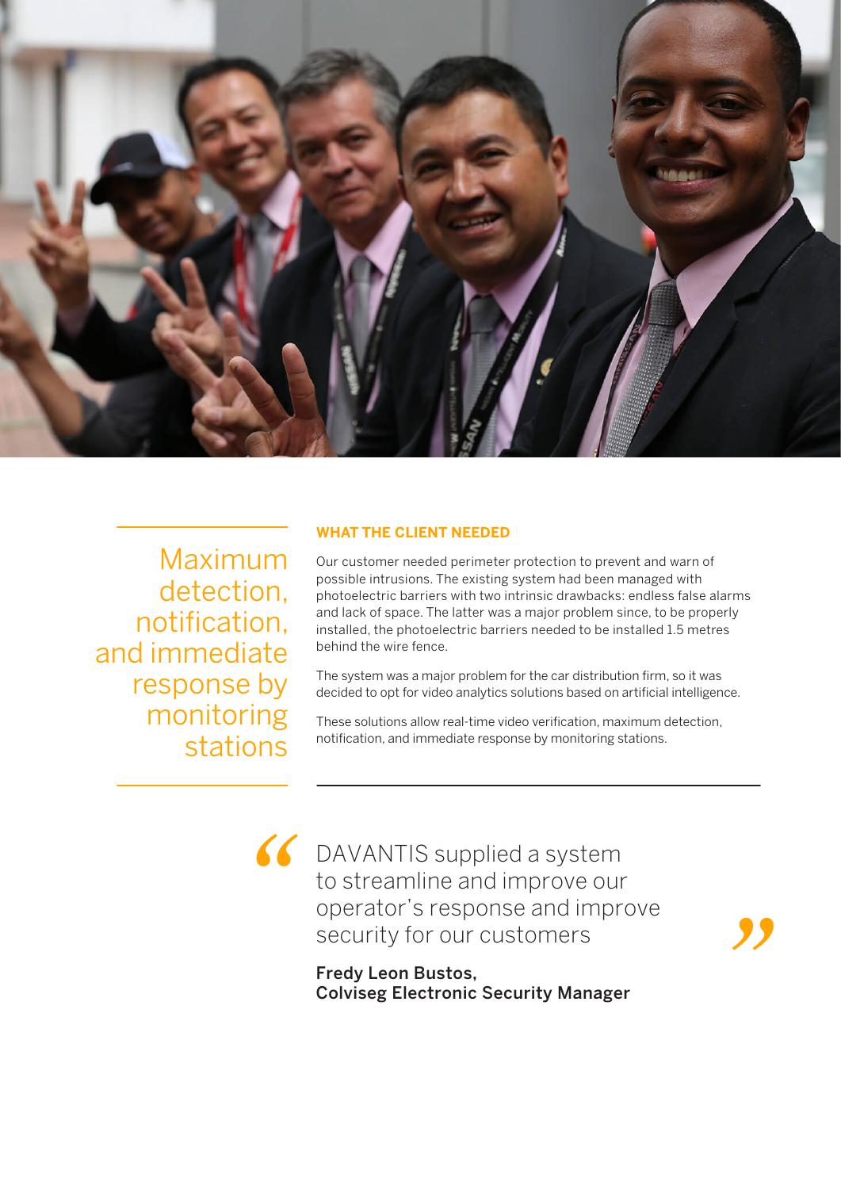Maximum detection, notification, and immediate response by monitoring stations

## WHAT THE CLIENT NEEDED

Our customer needed perimeter protection to prevent and warn of possible intrusions. The existing system had been managed with photoelectric barriers with two intrinsic drawbacks: endless false alarms and lack of space. The latter was a major problem since, to be properly installed, the photoelectric barriers needed to be installed 1.5 metres behind the wire fence.

The system was a major problem for the car distribution firm, so it was decided to opt for video analytics solutions based on artificial intelligence.

These solutions allow real-time video verification, maximum detection, notification, and immediate response by monitoring stations.

> "DAVANTIS supplied a system to streamline and improve our operator's response and improve security for our customers"
>
> **Fredy Leon Bustos, Colviseg Electronic Security Manager**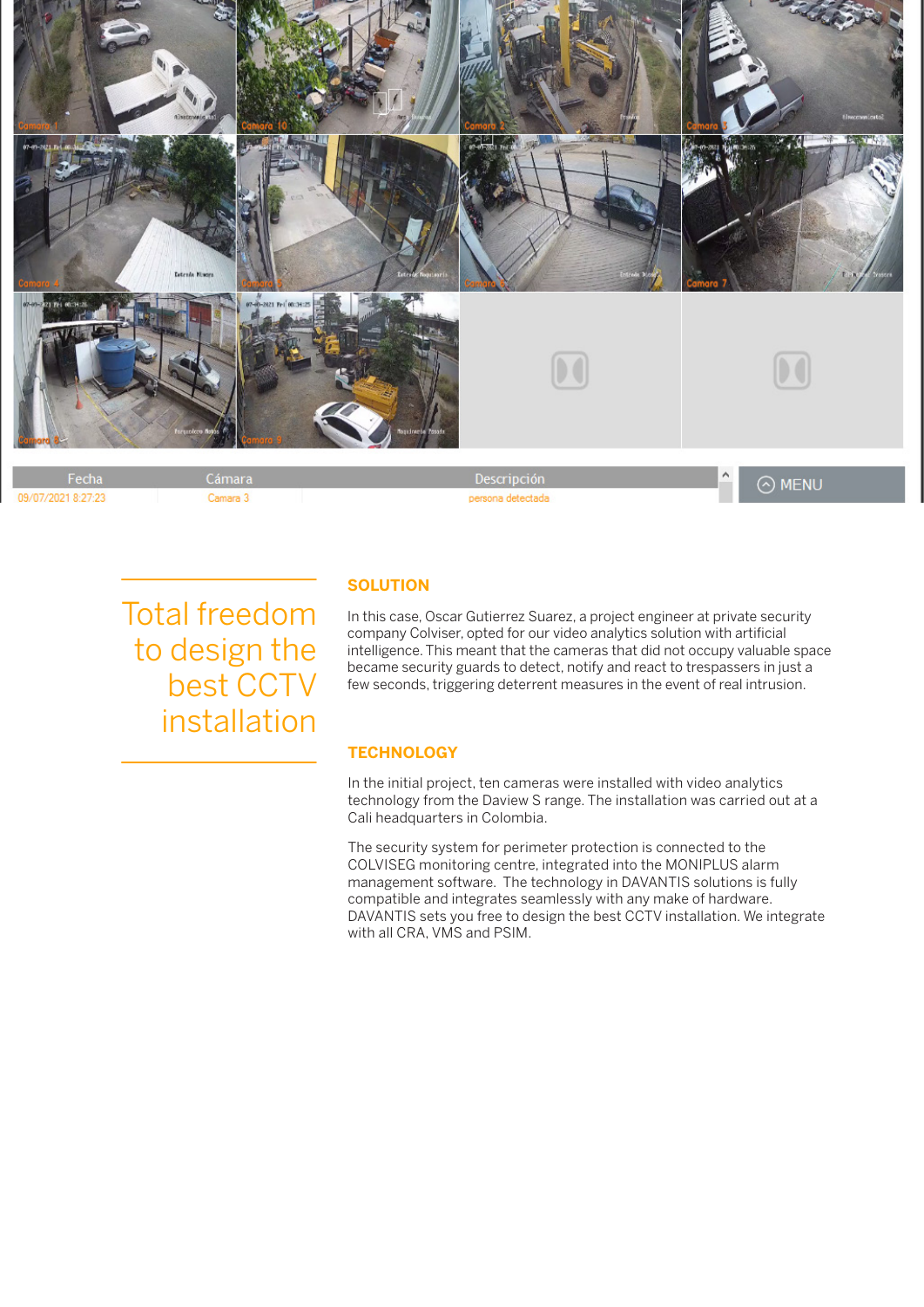Total freedom to design the best CCTV installation

## SOLUTION

In this case, Oscar Gutierrez Suarez, a project engineer at private security company Colviser, opted for our video analytics solution with artificial intelligence. This meant that the cameras that did not occupy valuable space became security guards to detect, notify and react to trespassers in just a few seconds, triggering deterrent measures in the event of real intrusion.

## TECHNOLOGY

In the initial project, ten cameras were installed with video analytics technology from the Daview S range. The installation was carried out at a Cali headquarters in Colombia.

The security system for perimeter protection is connected to the COLVISEG monitoring centre, integrated into the MONIPLUS alarm management software. The technology in DAVANTIS solutions is fully compatible and integrates seamlessly with any make of hardware. DAVANTIS sets you free to design the best CCTV installation. We integrate with all CRA, VMS and PSIM.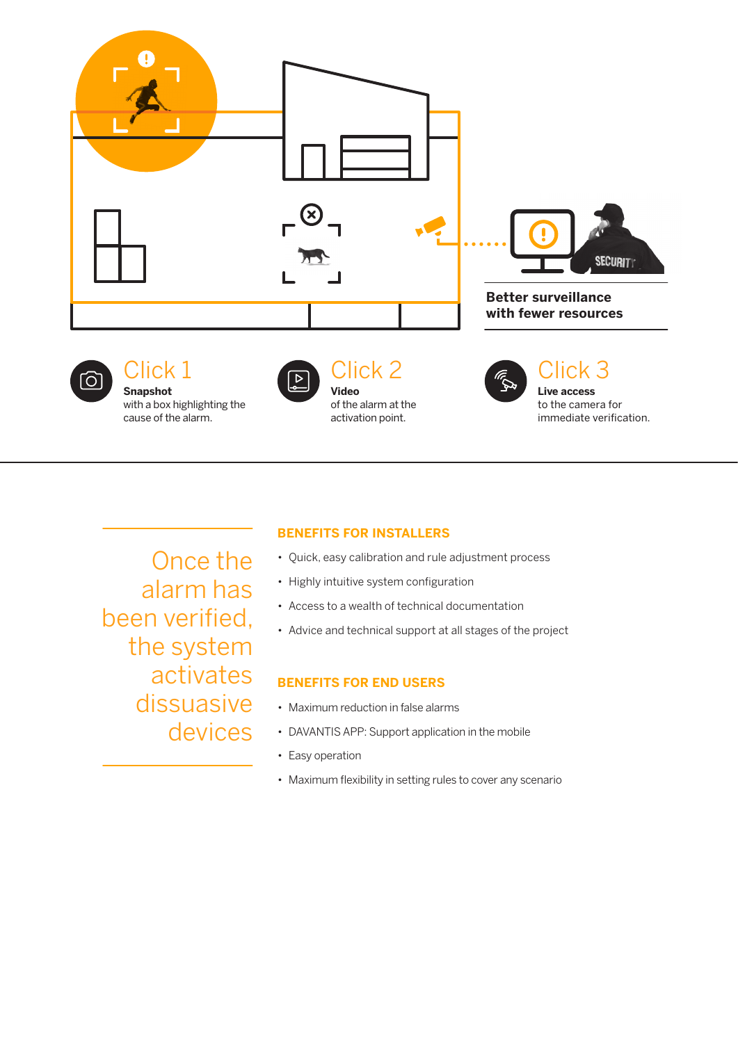Better surveillance with fewer resources

### Click 1

**Snapshot**
with a box highlighting the cause of the alarm.

### Click 2

**Video**
of the alarm at the activation point.

### Click 3

**Live access**
to the camera for immediate verification.

---

## Once the alarm has been verified, the system activates dissuasive devices

### BENEFITS FOR INSTALLERS

- Quick, easy calibration and rule adjustment process
- Highly intuitive system configuration
- Access to a wealth of technical documentation
- Advice and technical support at all stages of the project

### BENEFITS FOR END USERS

- Maximum reduction in false alarms
- DAVANTIS APP: Support application in the mobile
- Easy operation
- Maximum flexibility in setting rules to cover any scenario